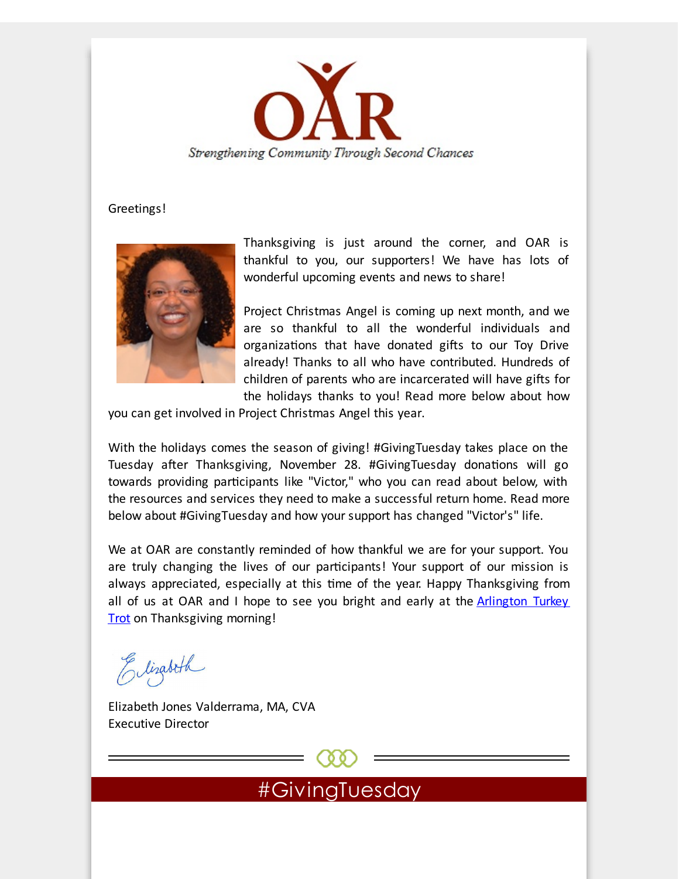# OAR

*Strengthening Community Through Second Chances*

Greetings!

Thanksgiving is just around the corner, and OAR is thankful to you, our supporters! We have has lots of wonderful upcoming events and news to share!

Project Christmas Angel is coming up next month, and we are so thankful to all the wonderful individuals and organizations that have donated gifts to our Toy Drive already! Thanks to all who have contributed. Hundreds of children of parents who are incarcerated will have gifts for the holidays thanks to you! Read more below about how you can get involved in Project Christmas Angel this year.

With the holidays comes the season of giving! #GivingTuesday takes place on the Tuesday after Thanksgiving, November 28. #GivingTuesday donations will go towards providing participants like "Victor," who you can read about below, with the resources and services they need to make a successful return home. Read more below about #GivingTuesday and how your support has changed "Victor's" life.

We at OAR are constantly reminded of how thankful we are for your support. You are truly changing the lives of our participants! Your support of our mission is always appreciated, especially at this time of the year. Happy Thanksgiving from all of us at OAR and I hope to see you bright and early at the [Arlington Turkey Trot] on Thanksgiving morning!

Elizabeth

Elizabeth Jones Valderrama, MA, CVA
Executive Director

## #GivingTuesday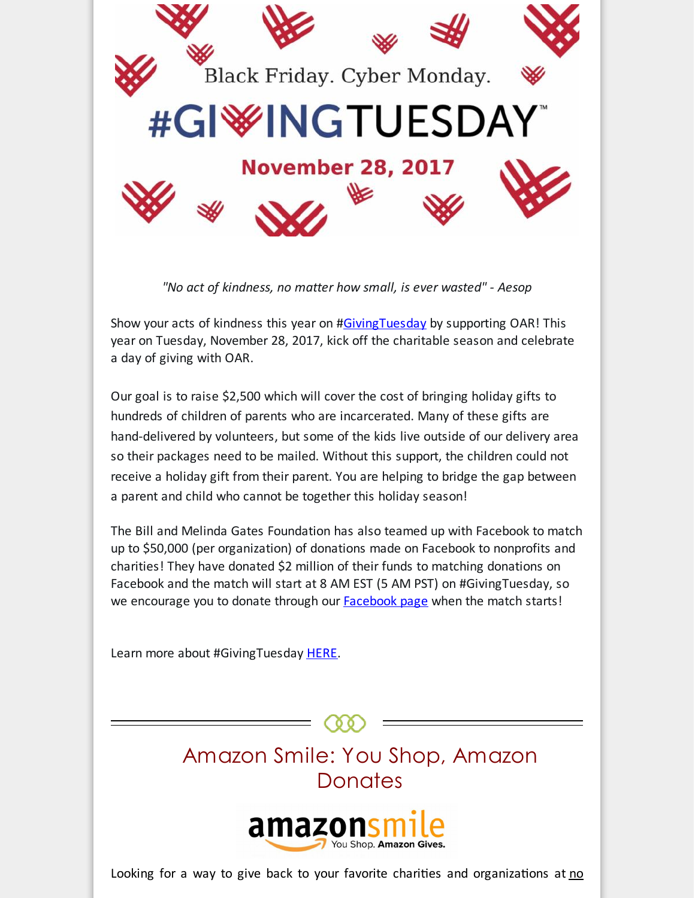Black Friday. Cyber Monday.

# #GIVINGTUESDAY™

**November 28, 2017**

*"No act of kindness, no matter how small, is ever wasted" - Aesop*

Show your acts of kindness this year on #GivingTuesday by supporting OAR! This year on Tuesday, November 28, 2017, kick off the charitable season and celebrate a day of giving with OAR.

Our goal is to raise $2,500 which will cover the cost of bringing holiday gifts to hundreds of children of parents who are incarcerated. Many of these gifts are hand-delivered by volunteers, but some of the kids live outside of our delivery area so their packages need to be mailed. Without this support, the children could not receive a holiday gift from their parent. You are helping to bridge the gap between a parent and child who cannot be together this holiday season!

The Bill and Melinda Gates Foundation has also teamed up with Facebook to match up to $50,000 (per organization) of donations made on Facebook to nonprofits and charities! They have donated $2 million of their funds to matching donations on Facebook and the match will start at 8 AM EST (5 AM PST) on #GivingTuesday, so we encourage you to donate through our Facebook page when the match starts!

Learn more about #GivingTuesday HERE.

## Amazon Smile: You Shop, Amazon Donates

amazonsmile You Shop. Amazon Gives.

Looking for a way to give back to your favorite charities and organizations at no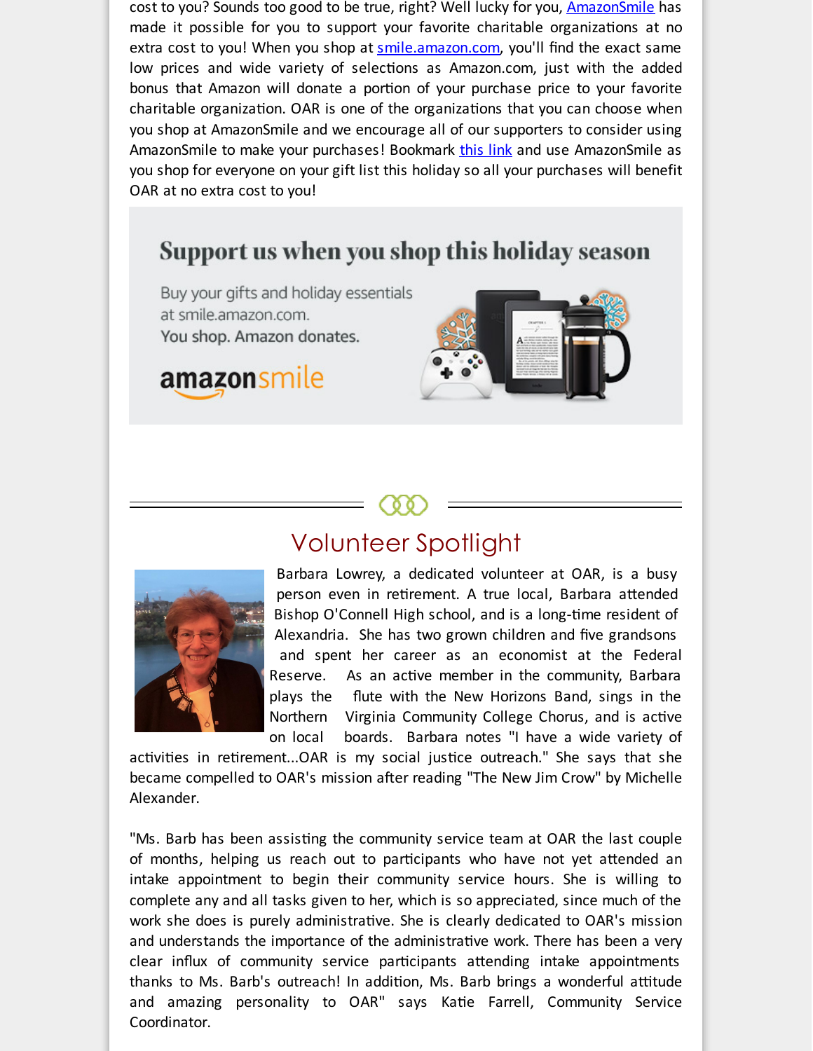cost to you? Sounds too good to be true, right? Well lucky for you, AmazonSmile has made it possible for you to support your favorite charitable organizations at no extra cost to you! When you shop at smile.amazon.com, you'll find the exact same low prices and wide variety of selections as Amazon.com, just with the added bonus that Amazon will donate a portion of your purchase price to your favorite charitable organization. OAR is one of the organizations that you can choose when you shop at AmazonSmile and we encourage all of our supporters to consider using AmazonSmile to make your purchases! Bookmark this link and use AmazonSmile as you shop for everyone on your gift list this holiday so all your purchases will benefit OAR at no extra cost to you!

**Support us when you shop this holiday season**

Buy your gifts and holiday essentials at smile.amazon.com.
You shop. Amazon donates.

amazonsmile

## Volunteer Spotlight

Barbara Lowrey, a dedicated volunteer at OAR, is a busy person even in retirement. A true local, Barbara attended Bishop O'Connell High school, and is a long-time resident of Alexandria. She has two grown children and five grandsons and spent her career as an economist at the Federal Reserve. As an active member in the community, Barbara plays the flute with the New Horizons Band, sings in the Northern Virginia Community College Chorus, and is active on local boards. Barbara notes "I have a wide variety of activities in retirement...OAR is my social justice outreach." She says that she became compelled to OAR's mission after reading "The New Jim Crow" by Michelle Alexander.

"Ms. Barb has been assisting the community service team at OAR the last couple of months, helping us reach out to participants who have not yet attended an intake appointment to begin their community service hours. She is willing to complete any and all tasks given to her, which is so appreciated, since much of the work she does is purely administrative. She is clearly dedicated to OAR's mission and understands the importance of the administrative work. There has been a very clear influx of community service participants attending intake appointments thanks to Ms. Barb's outreach! In addition, Ms. Barb brings a wonderful attitude and amazing personality to OAR" says Katie Farrell, Community Service Coordinator.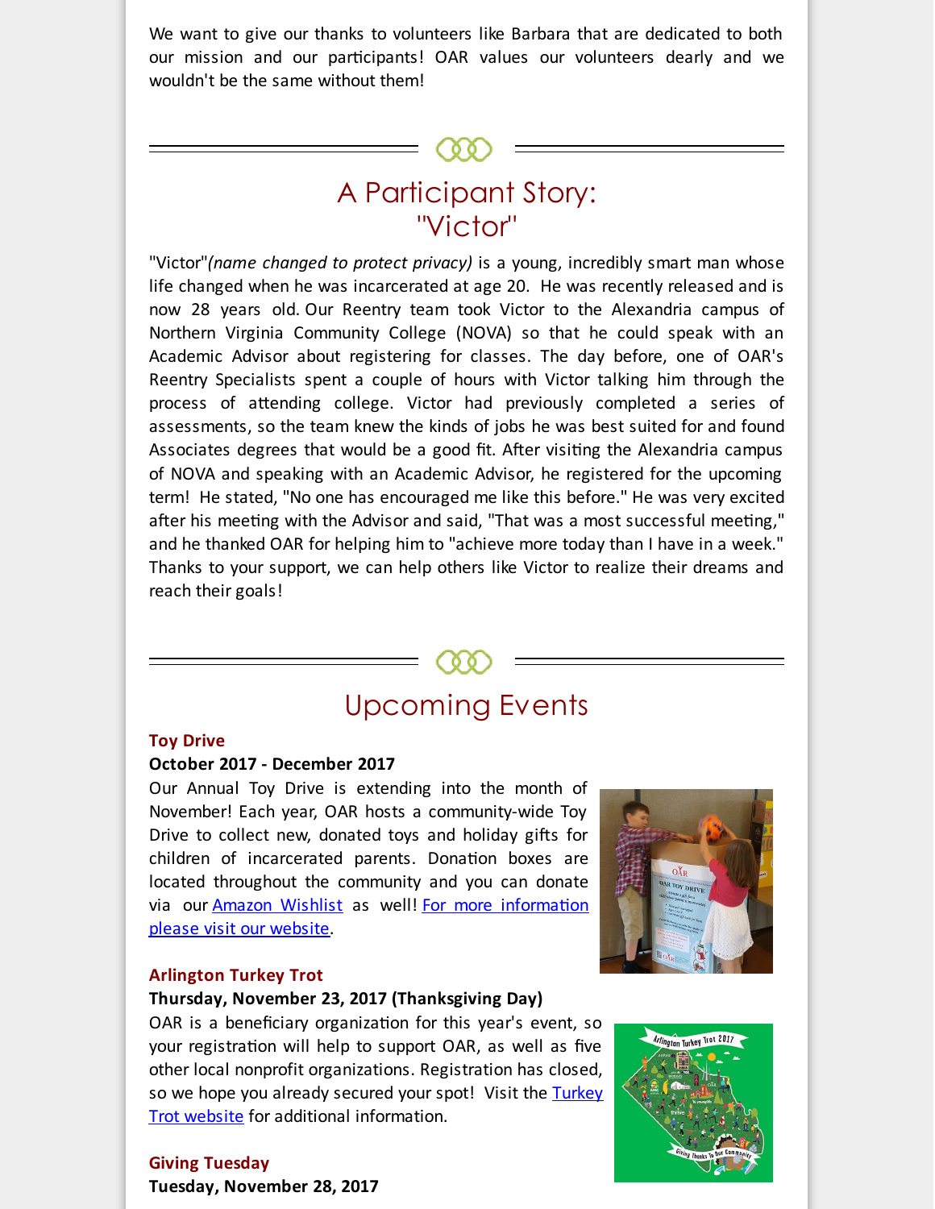We want to give our thanks to volunteers like Barbara that are dedicated to both our mission and our participants! OAR values our volunteers dearly and we wouldn't be the same without them!

## A Participant Story: "Victor"

"Victor"*(name changed to protect privacy)* is a young, incredibly smart man whose life changed when he was incarcerated at age 20. He was recently released and is now 28 years old. Our Reentry team took Victor to the Alexandria campus of Northern Virginia Community College (NOVA) so that he could speak with an Academic Advisor about registering for classes. The day before, one of OAR's Reentry Specialists spent a couple of hours with Victor talking him through the process of attending college. Victor had previously completed a series of assessments, so the team knew the kinds of jobs he was best suited for and found Associates degrees that would be a good fit. After visiting the Alexandria campus of NOVA and speaking with an Academic Advisor, he registered for the upcoming term! He stated, "No one has encouraged me like this before." He was very excited after his meeting with the Advisor and said, "That was a most successful meeting," and he thanked OAR for helping him to "achieve more today than I have in a week." Thanks to your support, we can help others like Victor to realize their dreams and reach their goals!

## Upcoming Events

**Toy Drive**
**October 2017 - December 2017**
Our Annual Toy Drive is extending into the month of November! Each year, OAR hosts a community-wide Toy Drive to collect new, donated toys and holiday gifts for children of incarcerated parents. Donation boxes are located throughout the community and you can donate via our Amazon Wishlist as well! For more information please visit our website.

**Arlington Turkey Trot**
**Thursday, November 23, 2017 (Thanksgiving Day)**
OAR is a beneficiary organization for this year's event, so your registration will help to support OAR, as well as five other local nonprofit organizations. Registration has closed, so we hope you already secured your spot! Visit the Turkey Trot website for additional information.

**Giving Tuesday**
**Tuesday, November 28, 2017**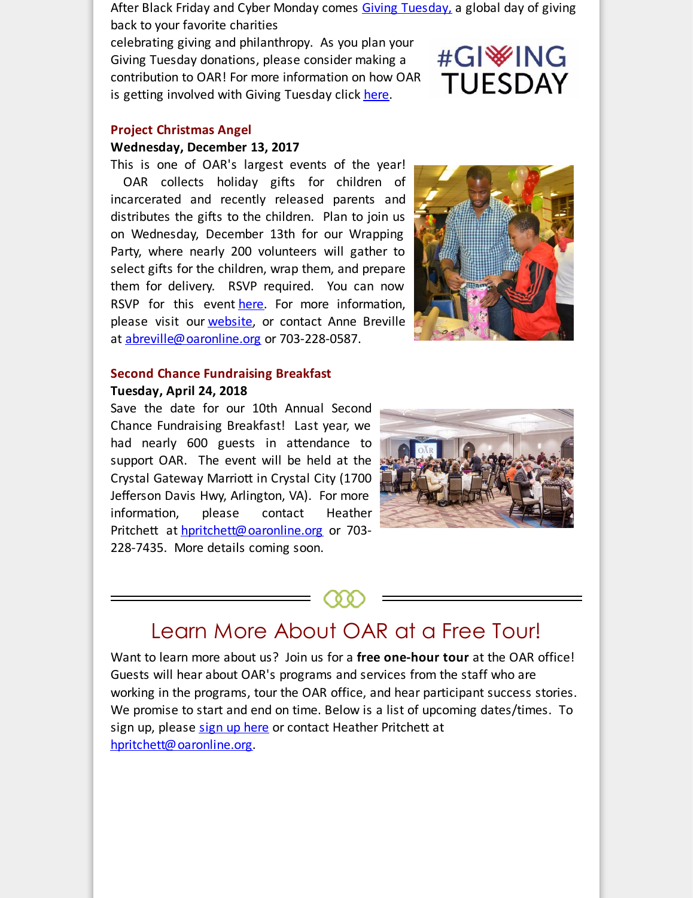After Black Friday and Cyber Monday comes Giving Tuesday, a global day of giving back to your favorite charities celebrating giving and philanthropy. As you plan your Giving Tuesday donations, please consider making a contribution to OAR! For more information on how OAR is getting involved with Giving Tuesday click here.

**Project Christmas Angel**

**Wednesday, December 13, 2017**

This is one of OAR's largest events of the year! OAR collects holiday gifts for children of incarcerated and recently released parents and distributes the gifts to the children. Plan to join us on Wednesday, December 13th for our Wrapping Party, where nearly 200 volunteers will gather to select gifts for the children, wrap them, and prepare them for delivery. RSVP required. You can now RSVP for this event here. For more information, please visit our website, or contact Anne Breville at abreville@oaronline.org or 703-228-0587.

**Second Chance Fundraising Breakfast**

**Tuesday, April 24, 2018**

Save the date for our 10th Annual Second Chance Fundraising Breakfast! Last year, we had nearly 600 guests in attendance to support OAR. The event will be held at the Crystal Gateway Marriott in Crystal City (1700 Jefferson Davis Hwy, Arlington, VA). For more information, please contact Heather Pritchett at hpritchett@oaronline.org or 703-228-7435. More details coming soon.

## Learn More About OAR at a Free Tour!

Want to learn more about us? Join us for a **free one-hour tour** at the OAR office! Guests will hear about OAR's programs and services from the staff who are working in the programs, tour the OAR office, and hear participant success stories. We promise to start and end on time. Below is a list of upcoming dates/times. To sign up, please sign up here or contact Heather Pritchett at hpritchett@oaronline.org.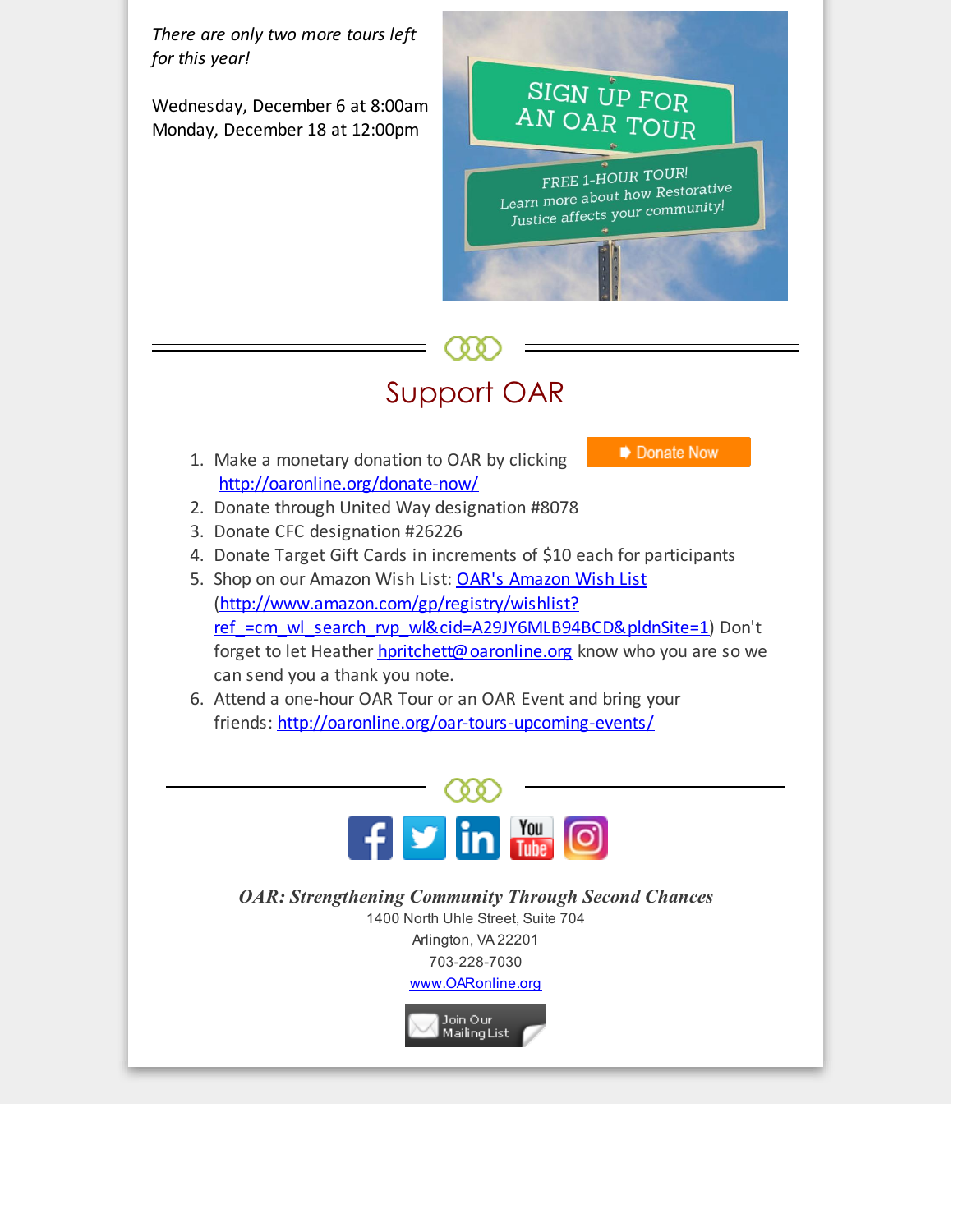*There are only two more tours left for this year!*

Wednesday, December 6 at 8:00am
Monday, December 18 at 12:00pm

SIGN UP FOR AN OAR TOUR

FREE 1-HOUR TOUR! Learn more about how Restorative Justice affects your community!

## Support OAR

1. Make a monetary donation to OAR by clicking http://oaronline.org/donate-now/ Donate Now
2. Donate through United Way designation #8078
3. Donate CFC designation #26226
4. Donate Target Gift Cards in increments of $10 each for participants
5. Shop on our Amazon Wish List: OAR's Amazon Wish List (http://www.amazon.com/gp/registry/wishlist?ref_=cm_wl_search_rvp_wl&cid=A29JY6MLB94BCD&pldnSite=1) Don't forget to let Heather hpritchett@oaronline.org know who you are so we can send you a thank you note.
6. Attend a one-hour OAR Tour or an OAR Event and bring your friends: http://oaronline.org/oar-tours-upcoming-events/

***OAR: Strengthening Community Through Second Chances***

1400 North Uhle Street, Suite 704
Arlington, VA 22201
703-228-7030
www.OARonline.org

Join Our Mailing List